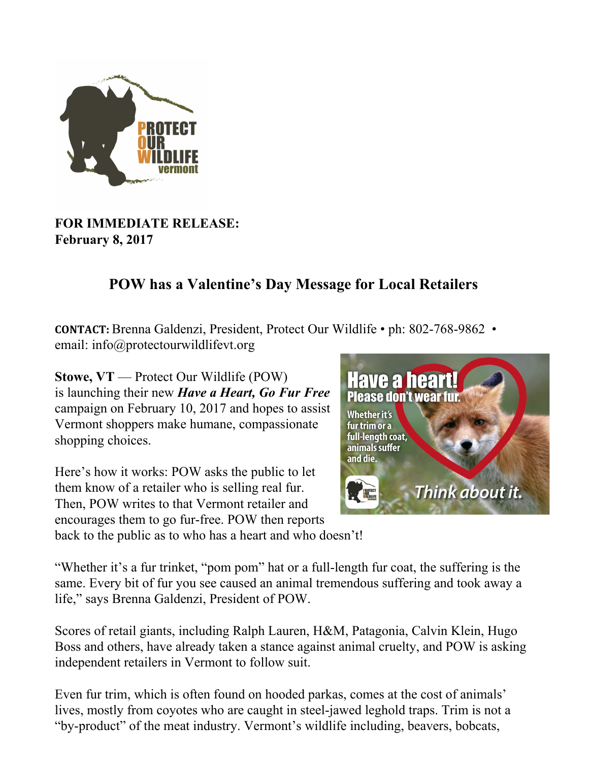**FOR IMMEDIATE RELEASE:**
**February 8, 2017**

# POW has a Valentine's Day Message for Local Retailers

**CONTACT:** Brenna Galdenzi, President, Protect Our Wildlife • ph: 802-768-9862 • email: info@protectourwildlifevt.org

**Stowe, VT** — Protect Our Wildlife (POW) is launching their new ***Have a Heart, Go Fur Free*** campaign on February 10, 2017 and hopes to assist Vermont shoppers make humane, compassionate shopping choices.

Here's how it works: POW asks the public to let them know of a retailer who is selling real fur. Then, POW writes to that Vermont retailer and encourages them to go fur-free. POW then reports back to the public as to who has a heart and who doesn't!

"Whether it's a fur trinket, "pom pom" hat or a full-length fur coat, the suffering is the same. Every bit of fur you see caused an animal tremendous suffering and took away a life," says Brenna Galdenzi, President of POW.

Scores of retail giants, including Ralph Lauren, H&M, Patagonia, Calvin Klein, Hugo Boss and others, have already taken a stance against animal cruelty, and POW is asking independent retailers in Vermont to follow suit.

Even fur trim, which is often found on hooded parkas, comes at the cost of animals' lives, mostly from coyotes who are caught in steel-jawed leghold traps. Trim is not a "by-product" of the meat industry. Vermont's wildlife including, beavers, bobcats,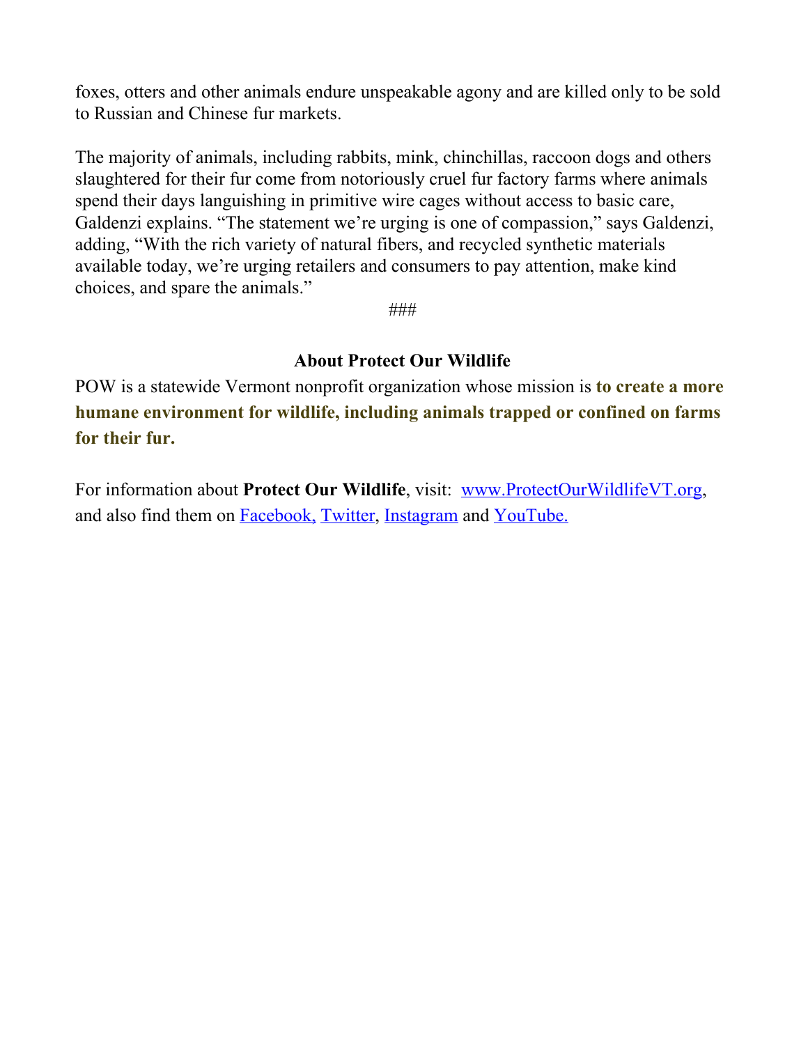foxes, otters and other animals endure unspeakable agony and are killed only to be sold to Russian and Chinese fur markets.

The majority of animals, including rabbits, mink, chinchillas, raccoon dogs and others slaughtered for their fur come from notoriously cruel fur factory farms where animals spend their days languishing in primitive wire cages without access to basic care, Galdenzi explains. "The statement we're urging is one of compassion," says Galdenzi, adding, "With the rich variety of natural fibers, and recycled synthetic materials available today, we're urging retailers and consumers to pay attention, make kind choices, and spare the animals."

###

**About Protect Our Wildlife**

POW is a statewide Vermont nonprofit organization whose mission is **to create a more humane environment for wildlife, including animals trapped or confined on farms for their fur.**

For information about **Protect Our Wildlife**, visit: www.ProtectOurWildlifeVT.org, and also find them on Facebook, Twitter, Instagram and YouTube.